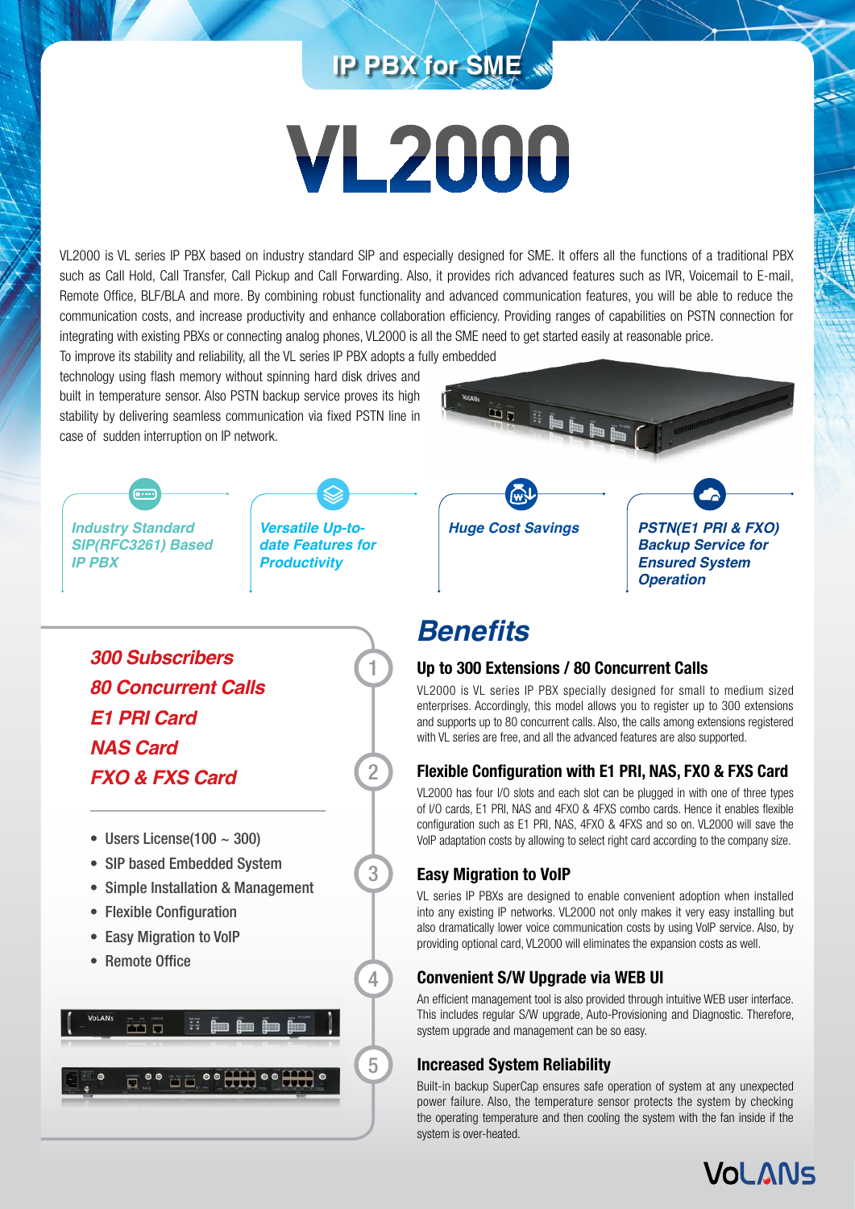## IP PBX for SME

# VL2000

VL2000 is VL series IP PBX based on industry standard SIP and especially designed for SME. It offers all the functions of a traditional PBX such as Call Hold, Call Transfer, Call Pickup and Call Forwarding. Also, it provides rich advanced features such as IVR, Voicemail to E-mail, Remote Office, BLF/BLA and more. By combining robust functionality and advanced communication features, you will be able to reduce the communication costs, and increase productivity and enhance collaboration efficiency. Providing ranges of capabilities on PSTN connection for integrating with existing PBXs or connecting analog phones, VL2000 is all the SME need to get started easily at reasonable price.

To improve its stability and reliability, all the VL series IP PBX adopts a fully embedded technology using flash memory without spinning hard disk drives and built in temperature sensor. Also PSTN backup service proves its high stability by delivering seamless communication via fixed PSTN line in case of sudden interruption on IP network.

***Industry Standard SIP(RFC3261) Based IP PBX***

***Versatile Up-to-date Features for Productivity***

***Huge Cost Savings***

***PSTN(E1 PRI & FXO) Backup Service for Ensured System Operation***

***300 Subscribers***
***80 Concurrent Calls***
***E1 PRI Card***
***NAS Card***
***FXO & FXS Card***

- Users License(100 ~ 300)
- SIP based Embedded System
- Simple Installation & Management
- Flexible Configuration
- Easy Migration to VoIP
- Remote Office

## *Benefits*

### 1. Up to 300 Extensions / 80 Concurrent Calls

VL2000 is VL series IP PBX specially designed for small to medium sized enterprises. Accordingly, this model allows you to register up to 300 extensions and supports up to 80 concurrent calls. Also, the calls among extensions registered with VL series are free, and all the advanced features are also supported.

### 2. Flexible Configuration with E1 PRI, NAS, FXO & FXS Card

VL2000 has four I/O slots and each slot can be plugged in with one of three types of I/O cards, E1 PRI, NAS and 4FXO & 4FXS combo cards. Hence it enables flexible configuration such as E1 PRI, NAS, 4FXO & 4FXS and so on. VL2000 will save the VoIP adaptation costs by allowing to select right card according to the company size.

### 3. Easy Migration to VoIP

VL series IP PBXs are designed to enable convenient adoption when installed into any existing IP networks. VL2000 not only makes it very easy installing but also dramatically lower voice communication costs by using VoIP service. Also, by providing optional card, VL2000 will eliminates the expansion costs as well.

### 4. Convenient S/W Upgrade via WEB UI

An efficient management tool is also provided through intuitive WEB user interface. This includes regular S/W upgrade, Auto-Provisioning and Diagnostic. Therefore, system upgrade and management can be so easy.

### 5. Increased System Reliability

Built-in backup SuperCap ensures safe operation of system at any unexpected power failure. Also, the temperature sensor protects the system by checking the operating temperature and then cooling the system with the fan inside if the system is over-heated.

VoLANs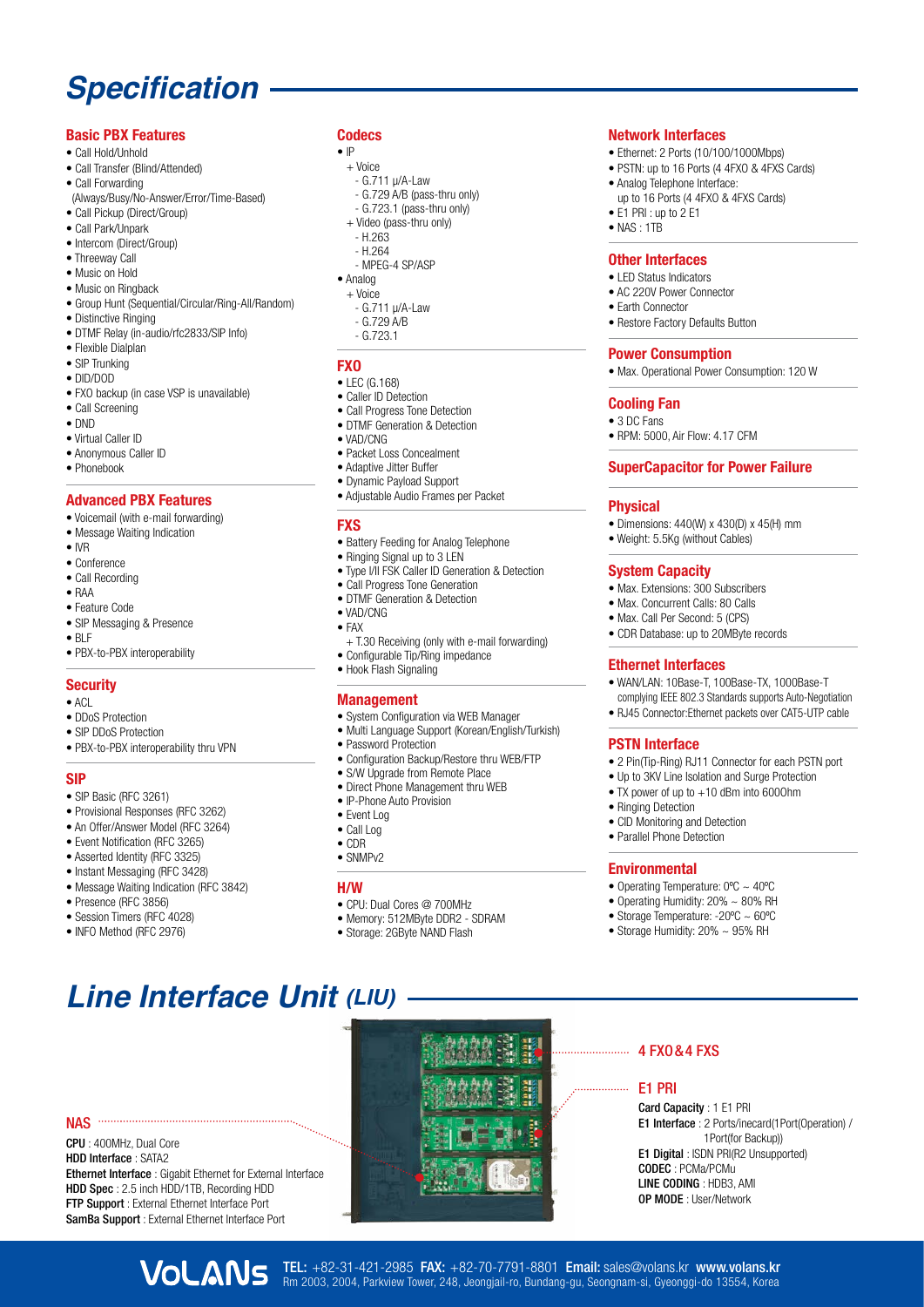# Specification

## Basic PBX Features

- Call Hold/Unhold
- Call Transfer (Blind/Attended)
- Call Forwarding (Always/Busy/No-Answer/Error/Time-Based)
- Call Pickup (Direct/Group)
- Call Park/Unpark
- Intercom (Direct/Group)
- Threeway Call
- Music on Hold
- Music on Ringback
- Group Hunt (Sequential/Circular/Ring-All/Random)
- Distinctive Ringing
- DTMF Relay (in-audio/rfc2833/SIP Info)
- Flexible Dialplan
- SIP Trunking
- DID/DOD
- FXO backup (in case VSP is unavailable)
- Call Screening
- DND
- Virtual Caller ID
- Anonymous Caller ID
- Phonebook

## Advanced PBX Features

- Voicemail (with e-mail forwarding)
- Message Waiting Indication
- IVR
- Conference
- Call Recording
- RAA
- Feature Code
- SIP Messaging & Presence
- BLF
- PBX-to-PBX interoperability

## Security

- ACL
- DDoS Protection
- SIP DDoS Protection
- PBX-to-PBX interoperability thru VPN

## SIP

- SIP Basic (RFC 3261)
- Provisional Responses (RFC 3262)
- An Offer/Answer Model (RFC 3264)
- Event Notification (RFC 3265)
- Asserted Identity (RFC 3325)
- Instant Messaging (RFC 3428)
- Message Waiting Indication (RFC 3842)
- Presence (RFC 3856)
- Session Timers (RFC 4028)
- INFO Method (RFC 2976)

## Codecs

- IP
  - + Voice
    - G.711 μ/A-Law
    - G.729 A/B (pass-thru only)
    - G.723.1 (pass-thru only)
  - + Video (pass-thru only)
    - H.263
    - H.264
    - MPEG-4 SP/ASP
- Analog
  - + Voice
    - G.711 μ/A-Law
    - G.729 A/B
    - G.723.1

## FXO

- LEC (G.168)
- Caller ID Detection
- Call Progress Tone Detection
- DTMF Generation & Detection
- VAD/CNG
- Packet Loss Concealment
- Adaptive Jitter Buffer
- Dynamic Payload Support
- Adjustable Audio Frames per Packet

## FXS

- Battery Feeding for Analog Telephone
- Ringing Signal up to 3 LEN
- Type I/II FSK Caller ID Generation & Detection
- Call Progress Tone Generation
- DTMF Generation & Detection
- VAD/CNG
- FAX
  - + T.30 Receiving (only with e-mail forwarding)
- Configurable Tip/Ring impedance
- Hook Flash Signaling

## Management

- System Configuration via WEB Manager
- Multi Language Support (Korean/English/Turkish)
- Password Protection
- Configuration Backup/Restore thru WEB/FTP
- S/W Upgrade from Remote Place
- Direct Phone Management thru WEB
- IP-Phone Auto Provision
- Event Log
- Call Log
- CDR
- SNMPv2

## H/W

- CPU: Dual Cores @ 700MHz
- Memory: 512MByte DDR2 - SDRAM
- Storage: 2GByte NAND Flash

## Network Interfaces

- Ethernet: 2 Ports (10/100/1000Mbps)
- PSTN: up to 16 Ports (4 4FXO & 4FXS Cards)
- Analog Telephone Interface: up to 16 Ports (4 4FXO & 4FXS Cards)
- E1 PRI : up to 2 E1
- NAS : 1TB

## Other Interfaces

- LED Status Indicators
- AC 220V Power Connector
- Earth Connector
- Restore Factory Defaults Button

## Power Consumption

- Max. Operational Power Consumption: 120 W

## Cooling Fan

- 3 DC Fans
- RPM: 5000, Air Flow: 4.17 CFM

## SuperCapacitor for Power Failure

## Physical

- Dimensions: 440(W) x 430(D) x 45(H) mm
- Weight: 5.5Kg (without Cables)

## System Capacity

- Max. Extensions: 300 Subscribers
- Max. Concurrent Calls: 80 Calls
- Max. Call Per Second: 5 (CPS)
- CDR Database: up to 20MByte records

## Ethernet Interfaces

- WAN/LAN: 10Base-T, 100Base-TX, 1000Base-T complying IEEE 802.3 Standards supports Auto-Negotiation
- RJ45 Connector:Ethernet packets over CAT5-UTP cable

## PSTN Interface

- 2 Pin(Tip-Ring) RJ11 Connector for each PSTN port
- Up to 3KV Line Isolation and Surge Protection
- TX power of up to +10 dBm into 600Ohm
- Ringing Detection
- CID Monitoring and Detection
- Parallel Phone Detection

## Environmental

- Operating Temperature: 0ºC ~ 40ºC
- Operating Humidity: 20% ~ 80% RH
- Storage Temperature: -20ºC ~ 60ºC
- Storage Humidity: 20% ~ 95% RH

# Line Interface Unit (LIU)

### NAS

**CPU** : 400MHz, Dual Core
**HDD Interface** : SATA2
**Ethernet Interface** : Gigabit Ethernet for External Interface
**HDD Spec** : 2.5 inch HDD/1TB, Recording HDD
**FTP Support** : External Ethernet Interface Port
**SamBa Support** : External Ethernet Interface Port

### 4 FXO&4 FXS

### E1 PRI

**Card Capacity** : 1 E1 PRI
**E1 Interface** : 2 Ports/inecard(1Port(Operation) / 1Port(for Backup))
**E1 Digital** : ISDN PRI(R2 Unsupported)
**CODEC** : PCMa/PCMu
**LINE CODING** : HDB3, AMI
**OP MODE** : User/Network

VoLANS **TEL:** +82-31-421-2985 **FAX:** +82-70-7791-8801 **Email:** sales@volans.kr **www.volans.kr**
Rm 2003, 2004, Parkview Tower, 248, Jeongjail-ro, Bundang-gu, Seongnam-si, Gyeonggi-do 13554, Korea